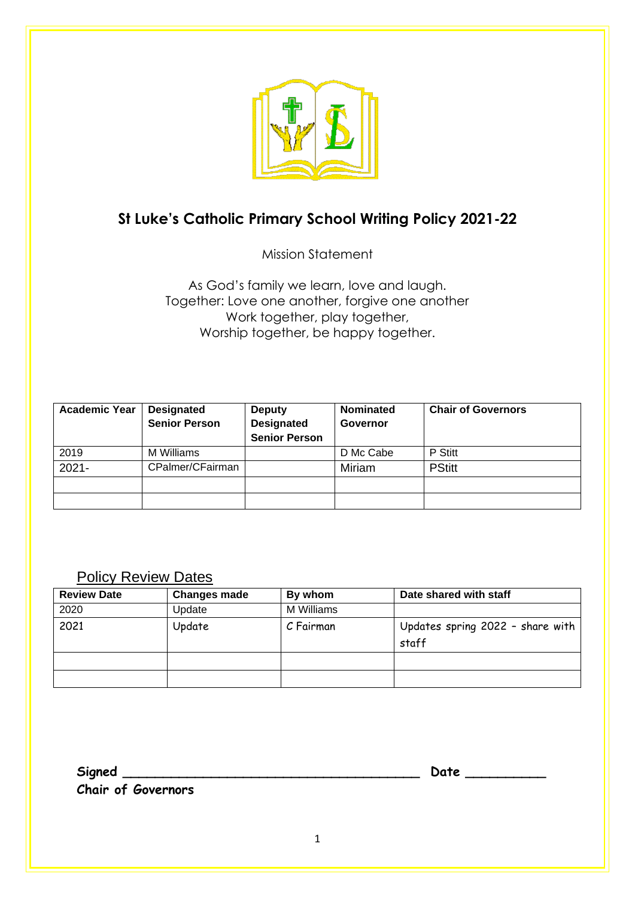# St Luke's Catholic Primary School Writing Policy 2021-22

Mission Statement

As God's family we learn, love and laugh.
Together: Love one another, forgive one another
Work together, play together,
Worship together, be happy together.

| Academic Year | Designated Senior Person | Deputy Designated Senior Person | Nominated Governor | Chair of Governors |
|---|---|---|---|---|
| 2019 | M Williams | | D Mc Cabe | P Stitt |
| 2021- | CPalmer/CFairman | | Miriam | PStitt |
| | | | | |
| | | | | |

## Policy Review Dates

| Review Date | Changes made | By whom | Date shared with staff |
|---|---|---|---|
| 2020 | Update | M Williams | |
| 2021 | Update | C Fairman | Updates spring 2022 - share with staff |
| | | | |
| | | | |

**Signed \_\_\_\_\_\_\_\_\_\_\_\_\_\_\_\_\_\_\_\_\_\_\_\_\_\_\_\_\_\_\_\_\_\_\_\_\_\_\_\_ Date \_\_\_\_\_\_\_\_\_\_**
**Chair of Governors**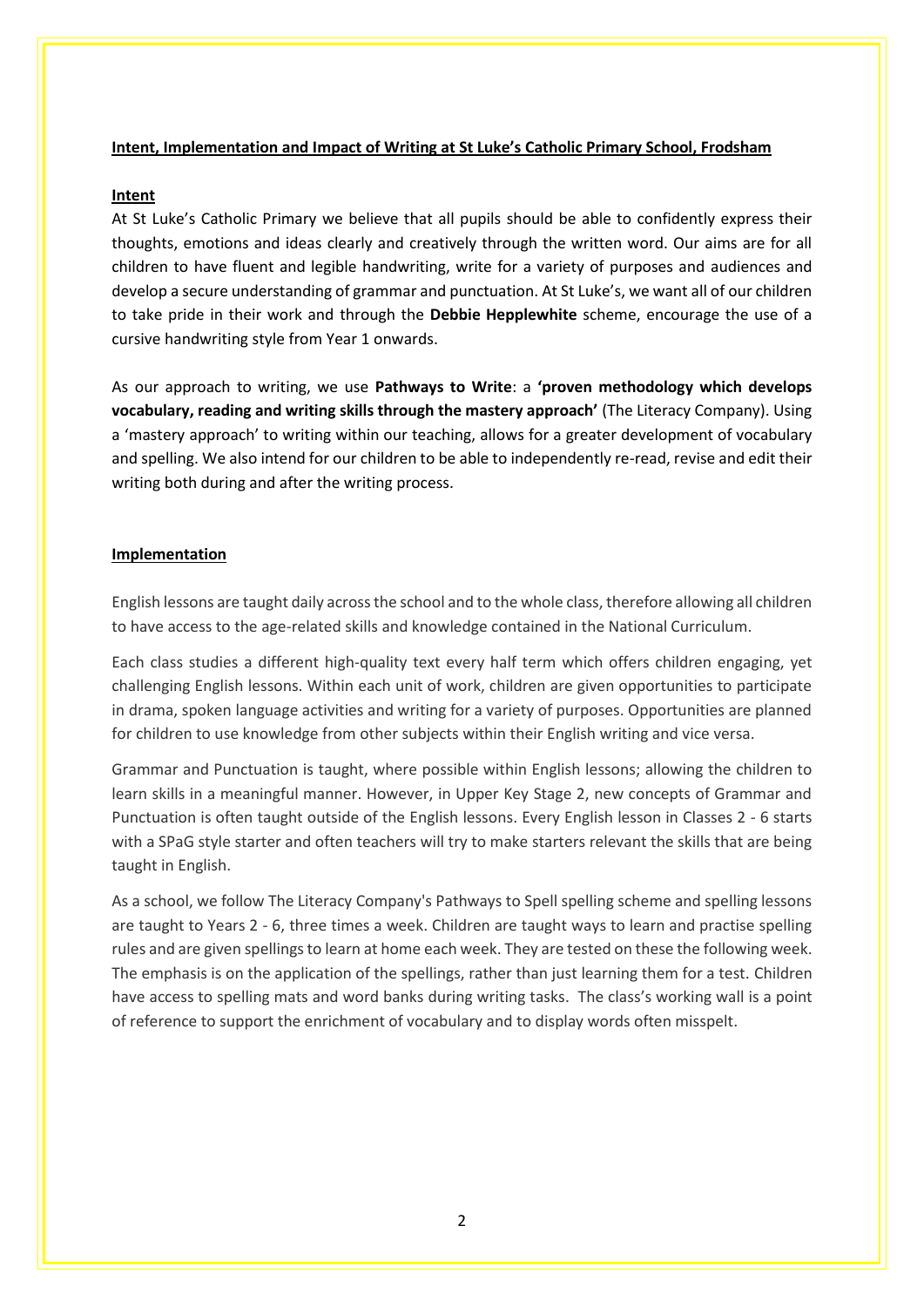# Intent, Implementation and Impact of Writing at St Luke's Catholic Primary School, Frodsham

## Intent

At St Luke's Catholic Primary we believe that all pupils should be able to confidently express their thoughts, emotions and ideas clearly and creatively through the written word. Our aims are for all children to have fluent and legible handwriting, write for a variety of purposes and audiences and develop a secure understanding of grammar and punctuation. At St Luke's, we want all of our children to take pride in their work and through the **Debbie Hepplewhite** scheme, encourage the use of a cursive handwriting style from Year 1 onwards.

As our approach to writing, we use **Pathways to Write**: a **'proven methodology which develops vocabulary, reading and writing skills through the mastery approach'** (The Literacy Company). Using a 'mastery approach' to writing within our teaching, allows for a greater development of vocabulary and spelling. We also intend for our children to be able to independently re-read, revise and edit their writing both during and after the writing process.

## Implementation

English lessons are taught daily across the school and to the whole class, therefore allowing all children to have access to the age-related skills and knowledge contained in the National Curriculum.

Each class studies a different high-quality text every half term which offers children engaging, yet challenging English lessons. Within each unit of work, children are given opportunities to participate in drama, spoken language activities and writing for a variety of purposes. Opportunities are planned for children to use knowledge from other subjects within their English writing and vice versa.

Grammar and Punctuation is taught, where possible within English lessons; allowing the children to learn skills in a meaningful manner. However, in Upper Key Stage 2, new concepts of Grammar and Punctuation is often taught outside of the English lessons. Every English lesson in Classes 2 - 6 starts with a SPaG style starter and often teachers will try to make starters relevant the skills that are being taught in English.

As a school, we follow The Literacy Company's Pathways to Spell spelling scheme and spelling lessons are taught to Years 2 - 6, three times a week. Children are taught ways to learn and practise spelling rules and are given spellings to learn at home each week. They are tested on these the following week. The emphasis is on the application of the spellings, rather than just learning them for a test. Children have access to spelling mats and word banks during writing tasks. The class's working wall is a point of reference to support the enrichment of vocabulary and to display words often misspelt.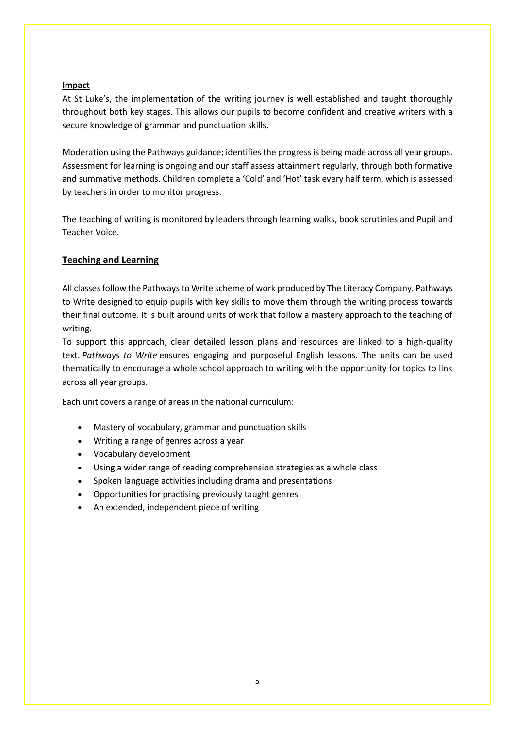**Impact**

At St Luke's, the implementation of the writing journey is well established and taught thoroughly throughout both key stages. This allows our pupils to become confident and creative writers with a secure knowledge of grammar and punctuation skills.

Moderation using the Pathways guidance; identifies the progress is being made across all year groups. Assessment for learning is ongoing and our staff assess attainment regularly, through both formative and summative methods. Children complete a 'Cold' and 'Hot' task every half term, which is assessed by teachers in order to monitor progress.

The teaching of writing is monitored by leaders through learning walks, book scrutinies and Pupil and Teacher Voice.

**Teaching and Learning**

All classes follow the Pathways to Write scheme of work produced by The Literacy Company. Pathways to Write designed to equip pupils with key skills to move them through the writing process towards their final outcome. It is built around units of work that follow a mastery approach to the teaching of writing.

To support this approach, clear detailed lesson plans and resources are linked to a high-quality text. *Pathways to Write* ensures engaging and purposeful English lessons. The units can be used thematically to encourage a whole school approach to writing with the opportunity for topics to link across all year groups.

Each unit covers a range of areas in the national curriculum:

- Mastery of vocabulary, grammar and punctuation skills
- Writing a range of genres across a year
- Vocabulary development
- Using a wider range of reading comprehension strategies as a whole class
- Spoken language activities including drama and presentations
- Opportunities for practising previously taught genres
- An extended, independent piece of writing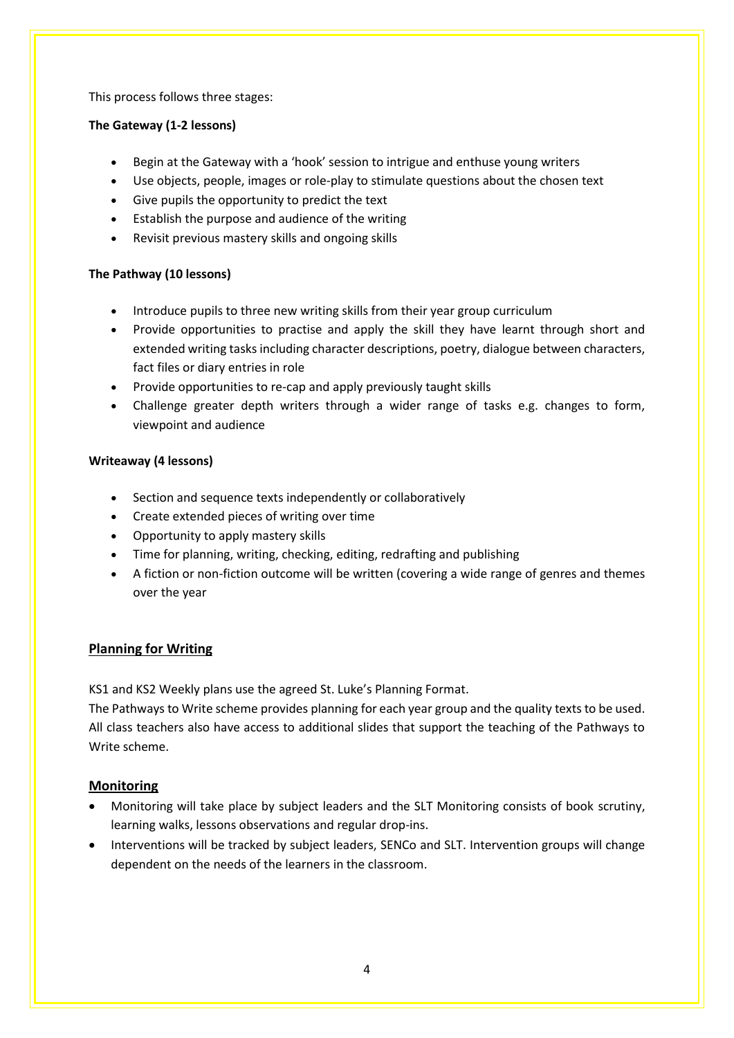This process follows three stages:

**The Gateway (1-2 lessons)**

- Begin at the Gateway with a 'hook' session to intrigue and enthuse young writers
- Use objects, people, images or role-play to stimulate questions about the chosen text
- Give pupils the opportunity to predict the text
- Establish the purpose and audience of the writing
- Revisit previous mastery skills and ongoing skills

**The Pathway (10 lessons)**

- Introduce pupils to three new writing skills from their year group curriculum
- Provide opportunities to practise and apply the skill they have learnt through short and extended writing tasks including character descriptions, poetry, dialogue between characters, fact files or diary entries in role
- Provide opportunities to re-cap and apply previously taught skills
- Challenge greater depth writers through a wider range of tasks e.g. changes to form, viewpoint and audience

**Writeaway (4 lessons)**

- Section and sequence texts independently or collaboratively
- Create extended pieces of writing over time
- Opportunity to apply mastery skills
- Time for planning, writing, checking, editing, redrafting and publishing
- A fiction or non-fiction outcome will be written (covering a wide range of genres and themes over the year

## <u>Planning for Writing</u>

KS1 and KS2 Weekly plans use the agreed St. Luke's Planning Format.
The Pathways to Write scheme provides planning for each year group and the quality texts to be used. All class teachers also have access to additional slides that support the teaching of the Pathways to Write scheme.

## <u>Monitoring</u>

- Monitoring will take place by subject leaders and the SLT Monitoring consists of book scrutiny, learning walks, lessons observations and regular drop-ins.
- Interventions will be tracked by subject leaders, SENCo and SLT. Intervention groups will change dependent on the needs of the learners in the classroom.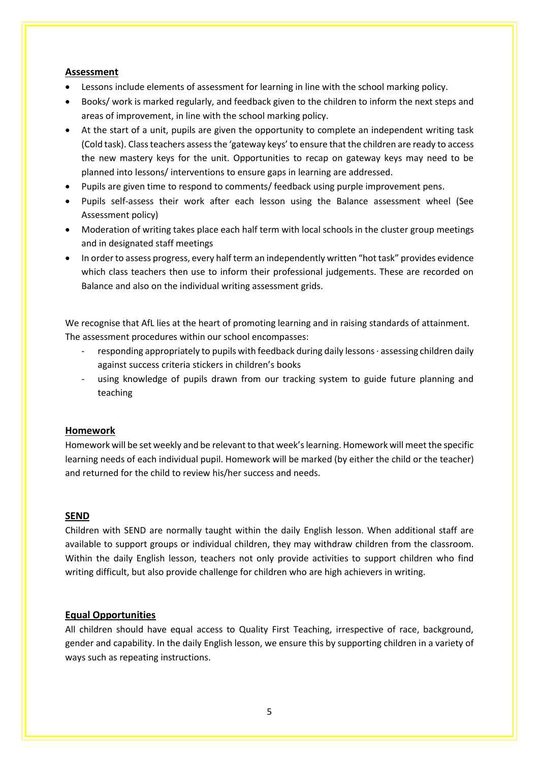## Assessment

- Lessons include elements of assessment for learning in line with the school marking policy.
- Books/ work is marked regularly, and feedback given to the children to inform the next steps and areas of improvement, in line with the school marking policy.
- At the start of a unit, pupils are given the opportunity to complete an independent writing task (Cold task). Class teachers assess the 'gateway keys' to ensure that the children are ready to access the new mastery keys for the unit. Opportunities to recap on gateway keys may need to be planned into lessons/ interventions to ensure gaps in learning are addressed.
- Pupils are given time to respond to comments/ feedback using purple improvement pens.
- Pupils self-assess their work after each lesson using the Balance assessment wheel (See Assessment policy)
- Moderation of writing takes place each half term with local schools in the cluster group meetings and in designated staff meetings
- In order to assess progress, every half term an independently written "hot task" provides evidence which class teachers then use to inform their professional judgements. These are recorded on Balance and also on the individual writing assessment grids.

We recognise that AfL lies at the heart of promoting learning and in raising standards of attainment. The assessment procedures within our school encompasses:

- responding appropriately to pupils with feedback during daily lessons · assessing children daily against success criteria stickers in children's books
- using knowledge of pupils drawn from our tracking system to guide future planning and teaching

## Homework

Homework will be set weekly and be relevant to that week's learning. Homework will meet the specific learning needs of each individual pupil. Homework will be marked (by either the child or the teacher) and returned for the child to review his/her success and needs.

## SEND

Children with SEND are normally taught within the daily English lesson. When additional staff are available to support groups or individual children, they may withdraw children from the classroom. Within the daily English lesson, teachers not only provide activities to support children who find writing difficult, but also provide challenge for children who are high achievers in writing.

## Equal Opportunities

All children should have equal access to Quality First Teaching, irrespective of race, background, gender and capability. In the daily English lesson, we ensure this by supporting children in a variety of ways such as repeating instructions.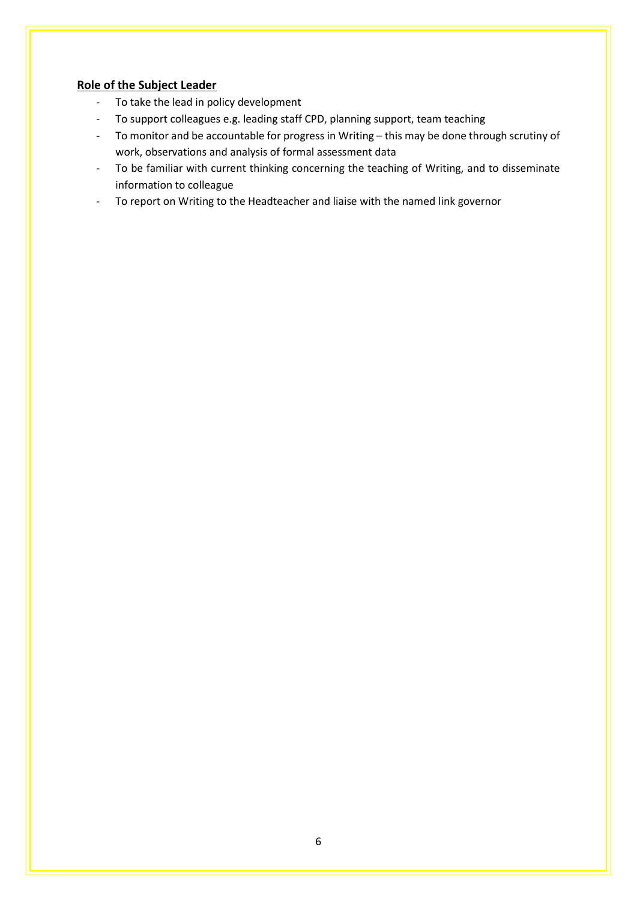**Role of the Subject Leader**

- To take the lead in policy development
- To support colleagues e.g. leading staff CPD, planning support, team teaching
- To monitor and be accountable for progress in Writing – this may be done through scrutiny of work, observations and analysis of formal assessment data
- To be familiar with current thinking concerning the teaching of Writing, and to disseminate information to colleague
- To report on Writing to the Headteacher and liaise with the named link governor